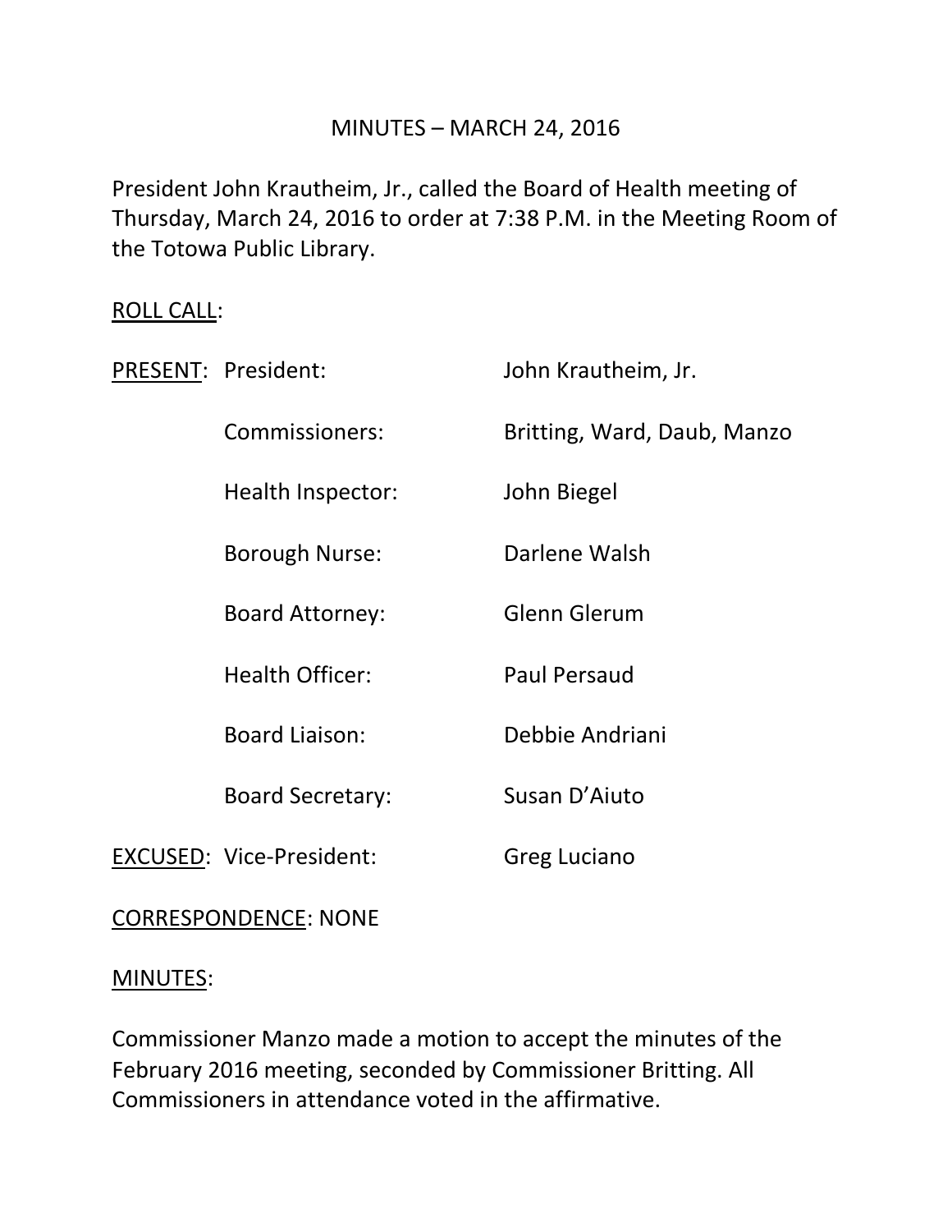# MINUTES – MARCH 24, 2016

President John Krautheim, Jr., called the Board of Health meeting of Thursday, March 24, 2016 to order at 7:38 P.M. in the Meeting Room of the Totowa Public Library.

<u>ROLL CALL</u>:

| | | |
|---|---|---|
| <u>PRESENT</u>: | President: | John Krautheim, Jr. |
| | Commissioners: | Britting, Ward, Daub, Manzo |
| | Health Inspector: | John Biegel |
| | Borough Nurse: | Darlene Walsh |
| | Board Attorney: | Glenn Glerum |
| | Health Officer: | Paul Persaud |
| | Board Liaison: | Debbie Andriani |
| | Board Secretary: | Susan D'Aiuto |
| <u>EXCUSED</u>: | Vice-President: | Greg Luciano |

<u>CORRESPONDENCE</u>: NONE

<u>MINUTES</u>:

Commissioner Manzo made a motion to accept the minutes of the February 2016 meeting, seconded by Commissioner Britting. All Commissioners in attendance voted in the affirmative.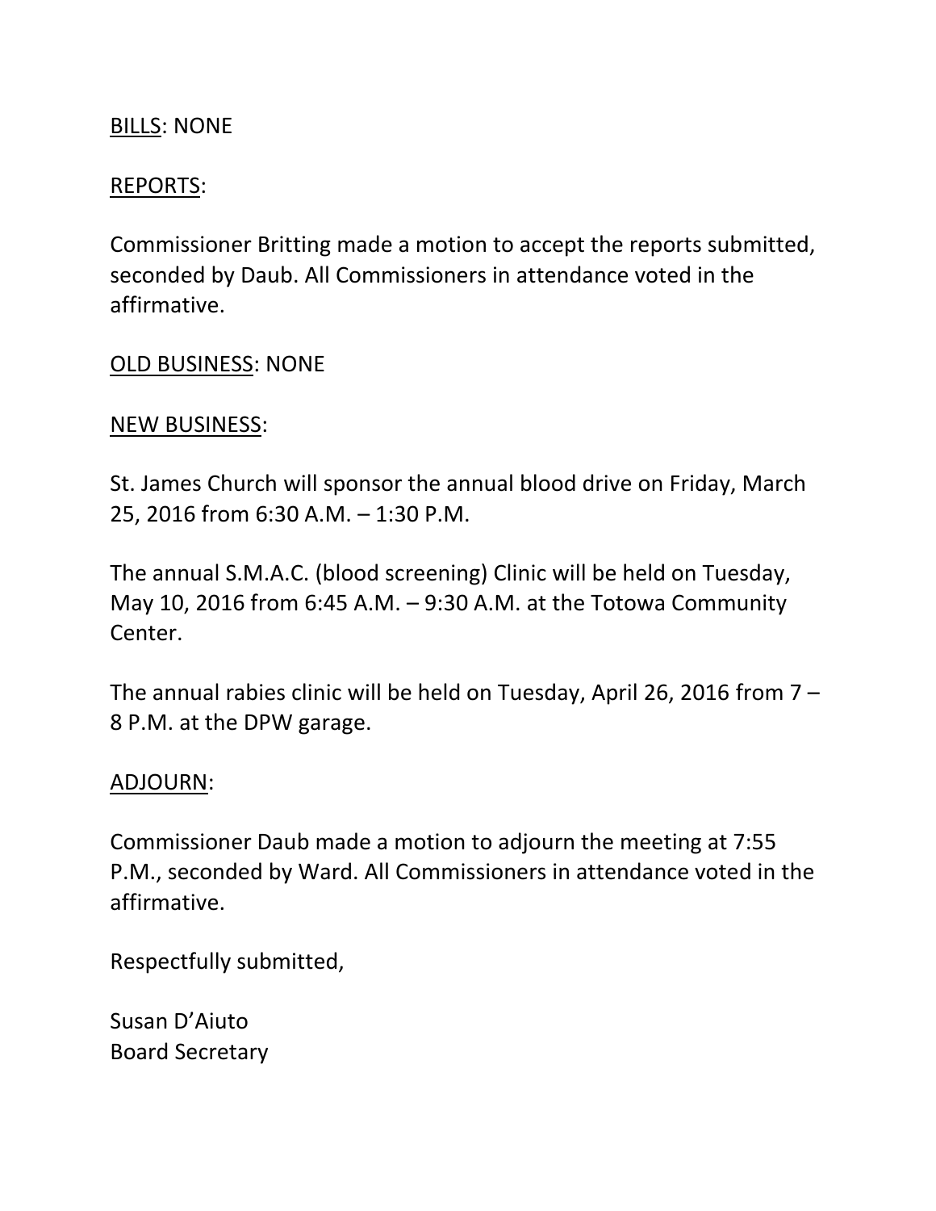BILLS: NONE

REPORTS:

Commissioner Britting made a motion to accept the reports submitted, seconded by Daub. All Commissioners in attendance voted in the affirmative.

OLD BUSINESS: NONE

NEW BUSINESS:

St. James Church will sponsor the annual blood drive on Friday, March 25, 2016 from 6:30 A.M. – 1:30 P.M.

The annual S.M.A.C. (blood screening) Clinic will be held on Tuesday, May 10, 2016 from 6:45 A.M. – 9:30 A.M. at the Totowa Community Center.

The annual rabies clinic will be held on Tuesday, April 26, 2016 from 7 – 8 P.M. at the DPW garage.

ADJOURN:

Commissioner Daub made a motion to adjourn the meeting at 7:55 P.M., seconded by Ward. All Commissioners in attendance voted in the affirmative.

Respectfully submitted,

Susan D'Aiuto
Board Secretary